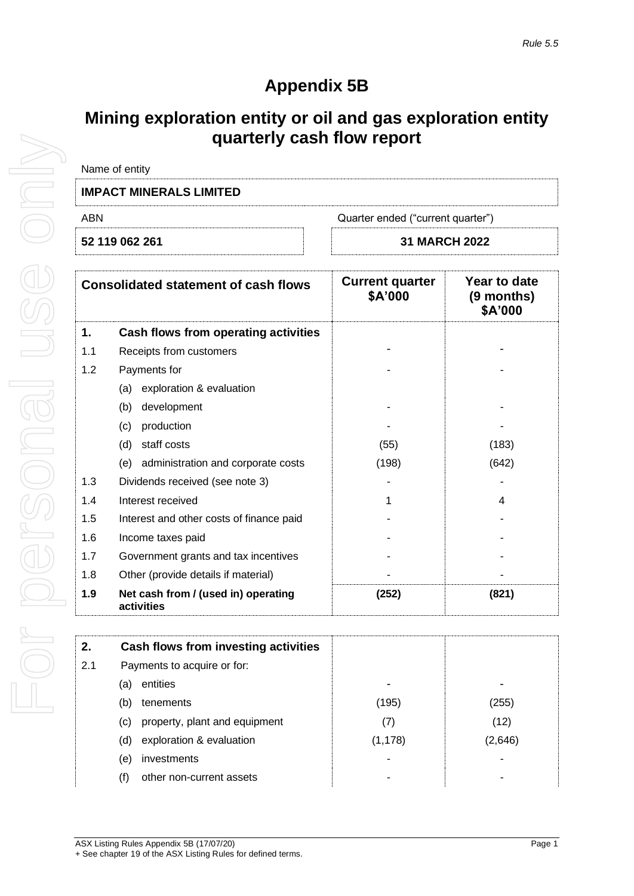*Rule 5.5*

# Appendix 5B

## Mining exploration entity or oil and gas exploration entity quarterly cash flow report

| Name of entity | |
|---|---|
| **IMPACT MINERALS LIMITED** | |
| ABN | Quarter ended ("current quarter") |
| **52 119 062 261** | **31 MARCH 2022** |

| | **Consolidated statement of cash flows** | **Current quarter \$A'000** | **Year to date (9 months) \$A'000** |
|---|---|---|---|
| **1.** | **Cash flows from operating activities** | | |
| 1.1 | Receipts from customers | - | - |
| 1.2 | Payments for | - | - |
| | (a) exploration & evaluation | | |
| | (b) development | - | - |
| | (c) production | - | - |
| | (d) staff costs | (55) | (183) |
| | (e) administration and corporate costs | (198) | (642) |
| 1.3 | Dividends received (see note 3) | - | - |
| 1.4 | Interest received | 1 | 4 |
| 1.5 | Interest and other costs of finance paid | - | - |
| 1.6 | Income taxes paid | - | - |
| 1.7 | Government grants and tax incentives | - | - |
| 1.8 | Other (provide details if material) | - | - |
| **1.9** | **Net cash from / (used in) operating activities** | **(252)** | **(821)** |

| | | | |
|---|---|---|---|
| **2.** | **Cash flows from investing activities** | | |
| 2.1 | Payments to acquire or for: | | |
| | (a) entities | - | - |
| | (b) tenements | (195) | (255) |
| | (c) property, plant and equipment | (7) | (12) |
| | (d) exploration & evaluation | (1,178) | (2,646) |
| | (e) investments | - | - |
| | (f) other non-current assets | - | - |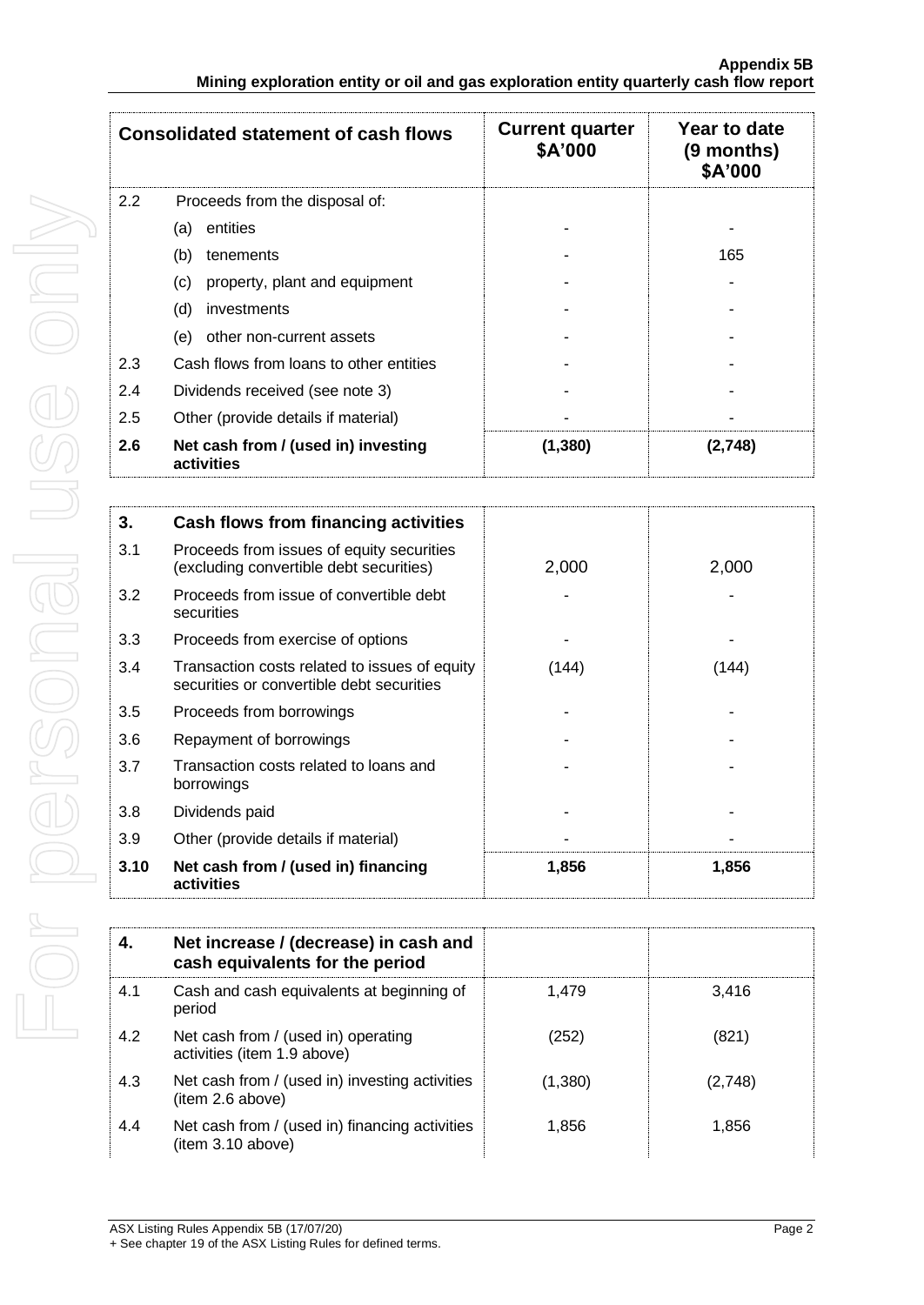| Consolidated statement of cash flows | | Current quarter \$A'000 | Year to date (9 months) \$A'000 |
|---|---|---|---|
| 2.2 | Proceeds from the disposal of: | | |
| | (a) entities | - | - |
| | (b) tenements | - | 165 |
| | (c) property, plant and equipment | - | - |
| | (d) investments | - | - |
| | (e) other non-current assets | - | - |
| 2.3 | Cash flows from loans to other entities | - | - |
| 2.4 | Dividends received (see note 3) | - | - |
| 2.5 | Other (provide details if material) | - | - |
| **2.6** | **Net cash from / (used in) investing activities** | **(1,380)** | **(2,748)** |

| **3.** | **Cash flows from financing activities** | | |
|---|---|---|---|
| 3.1 | Proceeds from issues of equity securities (excluding convertible debt securities) | 2,000 | 2,000 |
| 3.2 | Proceeds from issue of convertible debt securities | - | - |
| 3.3 | Proceeds from exercise of options | - | - |
| 3.4 | Transaction costs related to issues of equity securities or convertible debt securities | (144) | (144) |
| 3.5 | Proceeds from borrowings | - | - |
| 3.6 | Repayment of borrowings | - | - |
| 3.7 | Transaction costs related to loans and borrowings | - | - |
| 3.8 | Dividends paid | - | - |
| 3.9 | Other (provide details if material) | - | - |
| **3.10** | **Net cash from / (used in) financing activities** | **1,856** | **1,856** |

| **4.** | **Net increase / (decrease) in cash and cash equivalents for the period** | | |
|---|---|---|---|
| 4.1 | Cash and cash equivalents at beginning of period | 1,479 | 3,416 |
| 4.2 | Net cash from / (used in) operating activities (item 1.9 above) | (252) | (821) |
| 4.3 | Net cash from / (used in) investing activities (item 2.6 above) | (1,380) | (2,748) |
| 4.4 | Net cash from / (used in) financing activities (item 3.10 above) | 1,856 | 1,856 |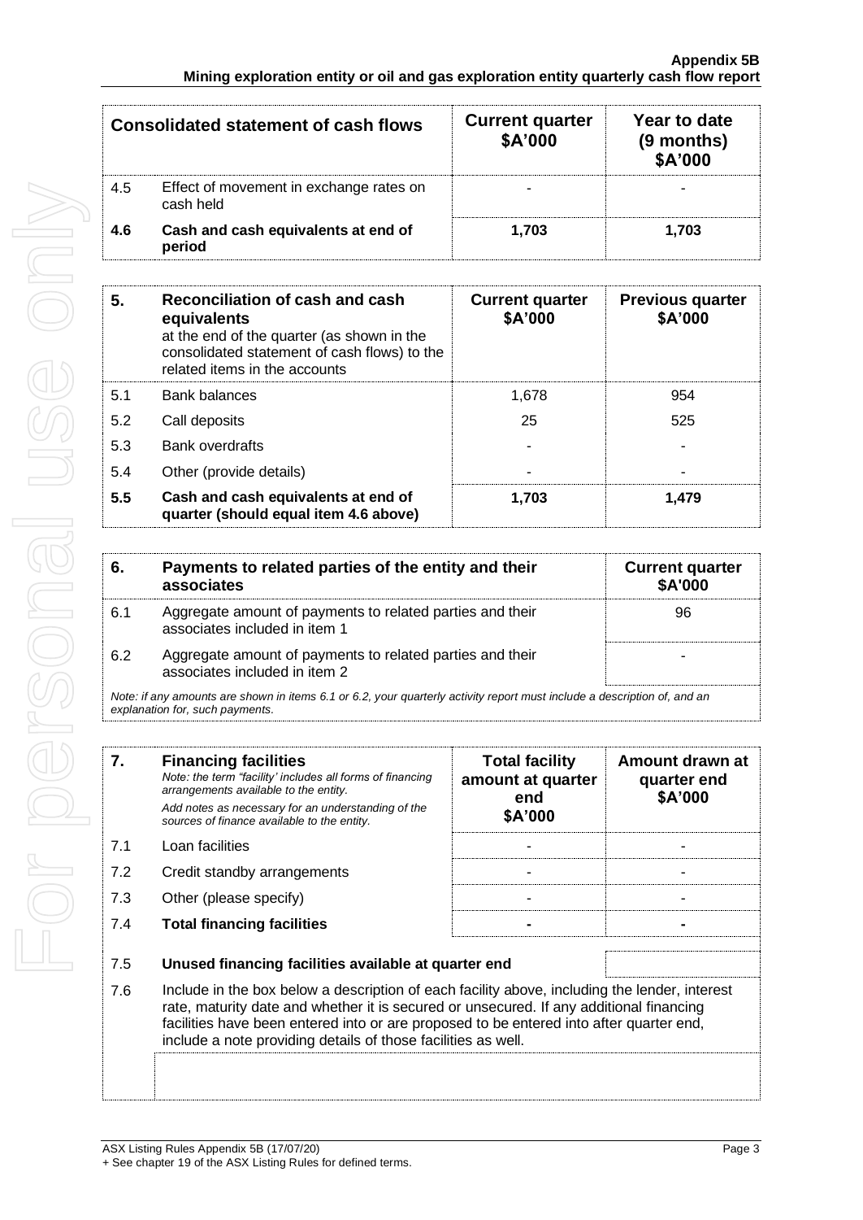| Consolidated statement of cash flows | | Current quarter $A'000 | Year to date (9 months) $A'000 |
|---|---|---|---|
| 4.5 | Effect of movement in exchange rates on cash held | - | - |
| **4.6** | **Cash and cash equivalents at end of period** | **1,703** | **1,703** |

| **5.** | **Reconciliation of cash and cash equivalents** at the end of the quarter (as shown in the consolidated statement of cash flows) to the related items in the accounts | **Current quarter $A'000** | **Previous quarter $A'000** |
|---|---|---|---|
| 5.1 | Bank balances | 1,678 | 954 |
| 5.2 | Call deposits | 25 | 525 |
| 5.3 | Bank overdrafts | - | - |
| 5.4 | Other (provide details) | - | - |
| **5.5** | **Cash and cash equivalents at end of quarter (should equal item 4.6 above)** | **1,703** | **1,479** |

| **6.** | **Payments to related parties of the entity and their associates** | **Current quarter $A'000** |
|---|---|---|
| 6.1 | Aggregate amount of payments to related parties and their associates included in item 1 | 96 |
| 6.2 | Aggregate amount of payments to related parties and their associates included in item 2 | - |

*Note: if any amounts are shown in items 6.1 or 6.2, your quarterly activity report must include a description of, and an explanation for, such payments.*

| **7.** | **Financing facilities** *Note: the term "facility' includes all forms of financing arrangements available to the entity.* *Add notes as necessary for an understanding of the sources of finance available to the entity.* | **Total facility amount at quarter end $A'000** | **Amount drawn at quarter end $A'000** |
|---|---|---|---|
| 7.1 | Loan facilities | - | - |
| 7.2 | Credit standby arrangements | - | - |
| 7.3 | Other (please specify) | - | - |
| 7.4 | **Total financing facilities** | **-** | **-** |
| 7.5 | **Unused financing facilities available at quarter end** | | |

7.6 Include in the box below a description of each facility above, including the lender, interest rate, maturity date and whether it is secured or unsecured. If any additional financing facilities have been entered into or are proposed to be entered into after quarter end, include a note providing details of those facilities as well.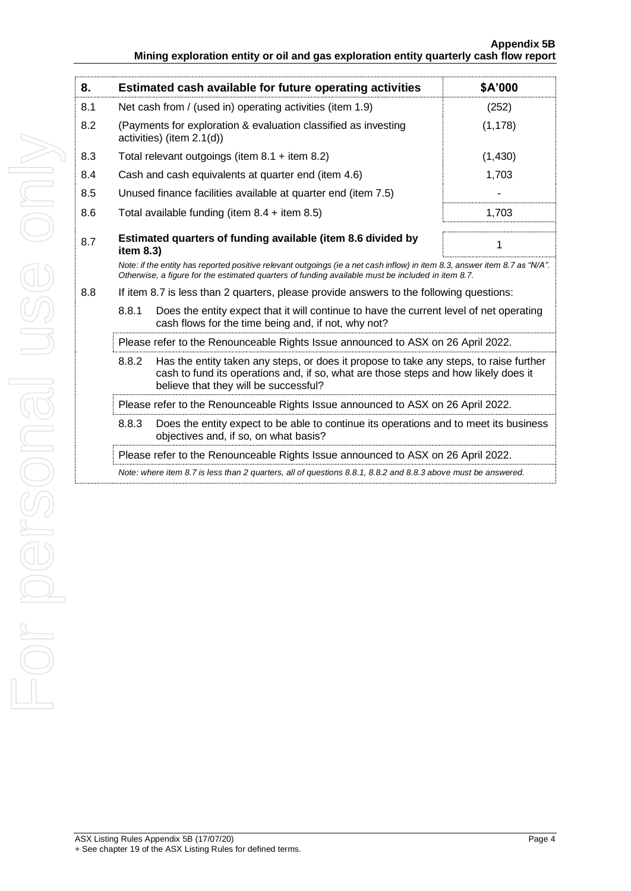| 8. | Estimated cash available for future operating activities | $A'000 |
|---|---|---|
| 8.1 | Net cash from / (used in) operating activities (item 1.9) | (252) |
| 8.2 | (Payments for exploration & evaluation classified as investing activities) (item 2.1(d)) | (1,178) |
| 8.3 | Total relevant outgoings (item 8.1 + item 8.2) | (1,430) |
| 8.4 | Cash and cash equivalents at quarter end (item 4.6) | 1,703 |
| 8.5 | Unused finance facilities available at quarter end (item 7.5) | - |
| 8.6 | Total available funding (item 8.4 + item 8.5) | 1,703 |
| 8.7 | **Estimated quarters of funding available (item 8.6 divided by item 8.3)** | 1 |

*Note: if the entity has reported positive relevant outgoings (ie a net cash inflow) in item 8.3, answer item 8.7 as "N/A". Otherwise, a figure for the estimated quarters of funding available must be included in item 8.7.*

8.8 If item 8.7 is less than 2 quarters, please provide answers to the following questions:

8.8.1 Does the entity expect that it will continue to have the current level of net operating cash flows for the time being and, if not, why not?

Please refer to the Renounceable Rights Issue announced to ASX on 26 April 2022.

8.8.2 Has the entity taken any steps, or does it propose to take any steps, to raise further cash to fund its operations and, if so, what are those steps and how likely does it believe that they will be successful?

Please refer to the Renounceable Rights Issue announced to ASX on 26 April 2022.

8.8.3 Does the entity expect to be able to continue its operations and to meet its business objectives and, if so, on what basis?

Please refer to the Renounceable Rights Issue announced to ASX on 26 April 2022.

*Note: where item 8.7 is less than 2 quarters, all of questions 8.8.1, 8.8.2 and 8.8.3 above must be answered.*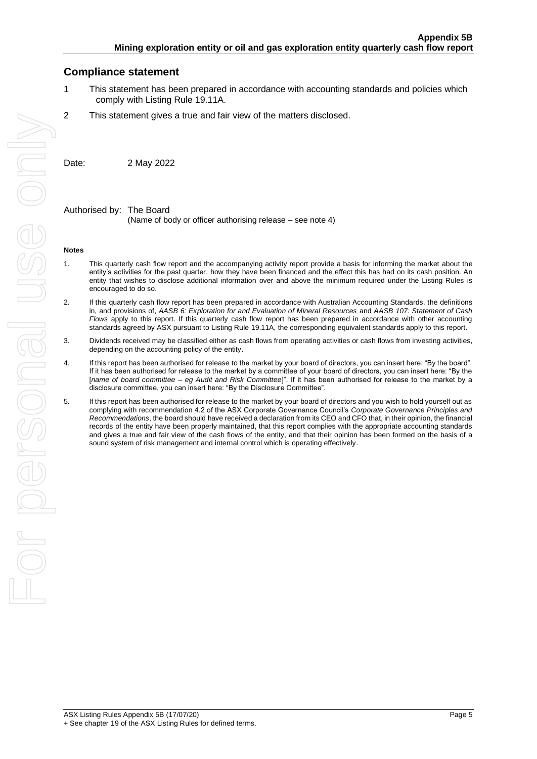## Compliance statement

1 This statement has been prepared in accordance with accounting standards and policies which comply with Listing Rule 19.11A.

2 This statement gives a true and fair view of the matters disclosed.

Date: 2 May 2022

Authorised by: The Board
(Name of body or officer authorising release – see note 4)

**Notes**

1. This quarterly cash flow report and the accompanying activity report provide a basis for informing the market about the entity's activities for the past quarter, how they have been financed and the effect this has had on its cash position. An entity that wishes to disclose additional information over and above the minimum required under the Listing Rules is encouraged to do so.

2. If this quarterly cash flow report has been prepared in accordance with Australian Accounting Standards, the definitions in, and provisions of, *AASB 6: Exploration for and Evaluation of Mineral Resources* and *AASB 107: Statement of Cash Flows* apply to this report. If this quarterly cash flow report has been prepared in accordance with other accounting standards agreed by ASX pursuant to Listing Rule 19.11A, the corresponding equivalent standards apply to this report.

3. Dividends received may be classified either as cash flows from operating activities or cash flows from investing activities, depending on the accounting policy of the entity.

4. If this report has been authorised for release to the market by your board of directors, you can insert here: "By the board". If it has been authorised for release to the market by a committee of your board of directors, you can insert here: "By the [*name of board committee – eg Audit and Risk Committee*]". If it has been authorised for release to the market by a disclosure committee, you can insert here: "By the Disclosure Committee".

5. If this report has been authorised for release to the market by your board of directors and you wish to hold yourself out as complying with recommendation 4.2 of the ASX Corporate Governance Council's *Corporate Governance Principles and Recommendations*, the board should have received a declaration from its CEO and CFO that, in their opinion, the financial records of the entity have been properly maintained, that this report complies with the appropriate accounting standards and gives a true and fair view of the cash flows of the entity, and that their opinion has been formed on the basis of a sound system of risk management and internal control which is operating effectively.